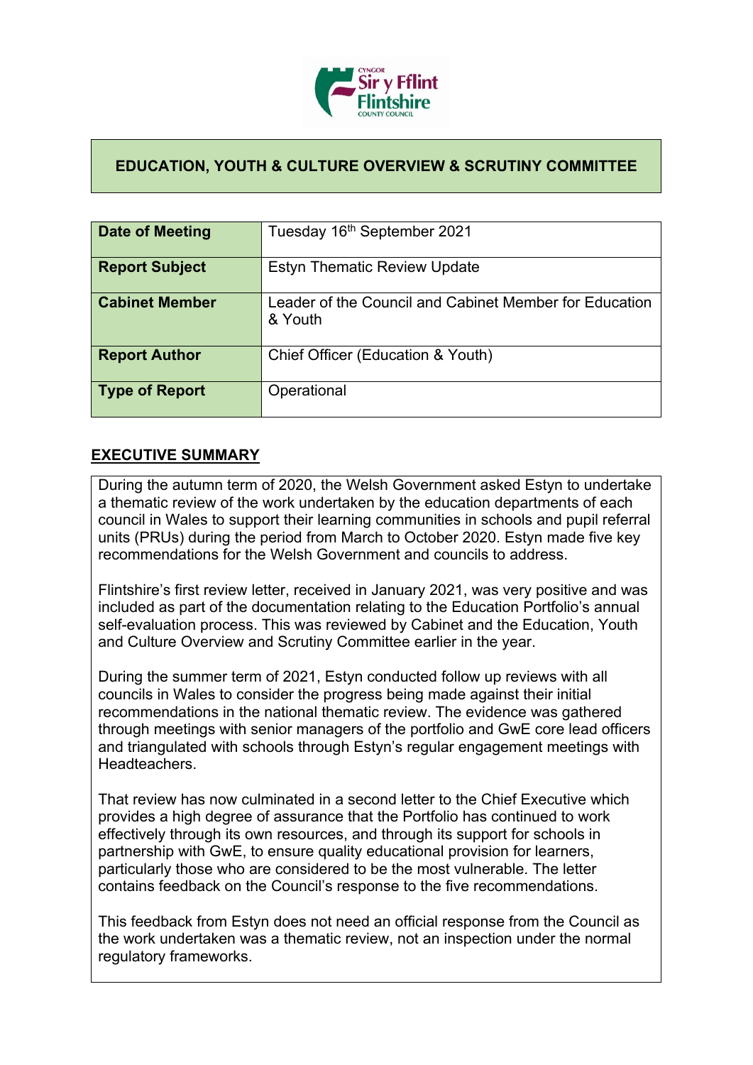# EDUCATION, YOUTH & CULTURE OVERVIEW & SCRUTINY COMMITTEE

| | |
|---|---|
| **Date of Meeting** | Tuesday 16th September 2021 |
| **Report Subject** | Estyn Thematic Review Update |
| **Cabinet Member** | Leader of the Council and Cabinet Member for Education & Youth |
| **Report Author** | Chief Officer (Education & Youth) |
| **Type of Report** | Operational |

## EXECUTIVE SUMMARY

During the autumn term of 2020, the Welsh Government asked Estyn to undertake a thematic review of the work undertaken by the education departments of each council in Wales to support their learning communities in schools and pupil referral units (PRUs) during the period from March to October 2020. Estyn made five key recommendations for the Welsh Government and councils to address.

Flintshire's first review letter, received in January 2021, was very positive and was included as part of the documentation relating to the Education Portfolio's annual self-evaluation process. This was reviewed by Cabinet and the Education, Youth and Culture Overview and Scrutiny Committee earlier in the year.

During the summer term of 2021, Estyn conducted follow up reviews with all councils in Wales to consider the progress being made against their initial recommendations in the national thematic review. The evidence was gathered through meetings with senior managers of the portfolio and GwE core lead officers and triangulated with schools through Estyn's regular engagement meetings with Headteachers.

That review has now culminated in a second letter to the Chief Executive which provides a high degree of assurance that the Portfolio has continued to work effectively through its own resources, and through its support for schools in partnership with GwE, to ensure quality educational provision for learners, particularly those who are considered to be the most vulnerable. The letter contains feedback on the Council's response to the five recommendations.

This feedback from Estyn does not need an official response from the Council as the work undertaken was a thematic review, not an inspection under the normal regulatory frameworks.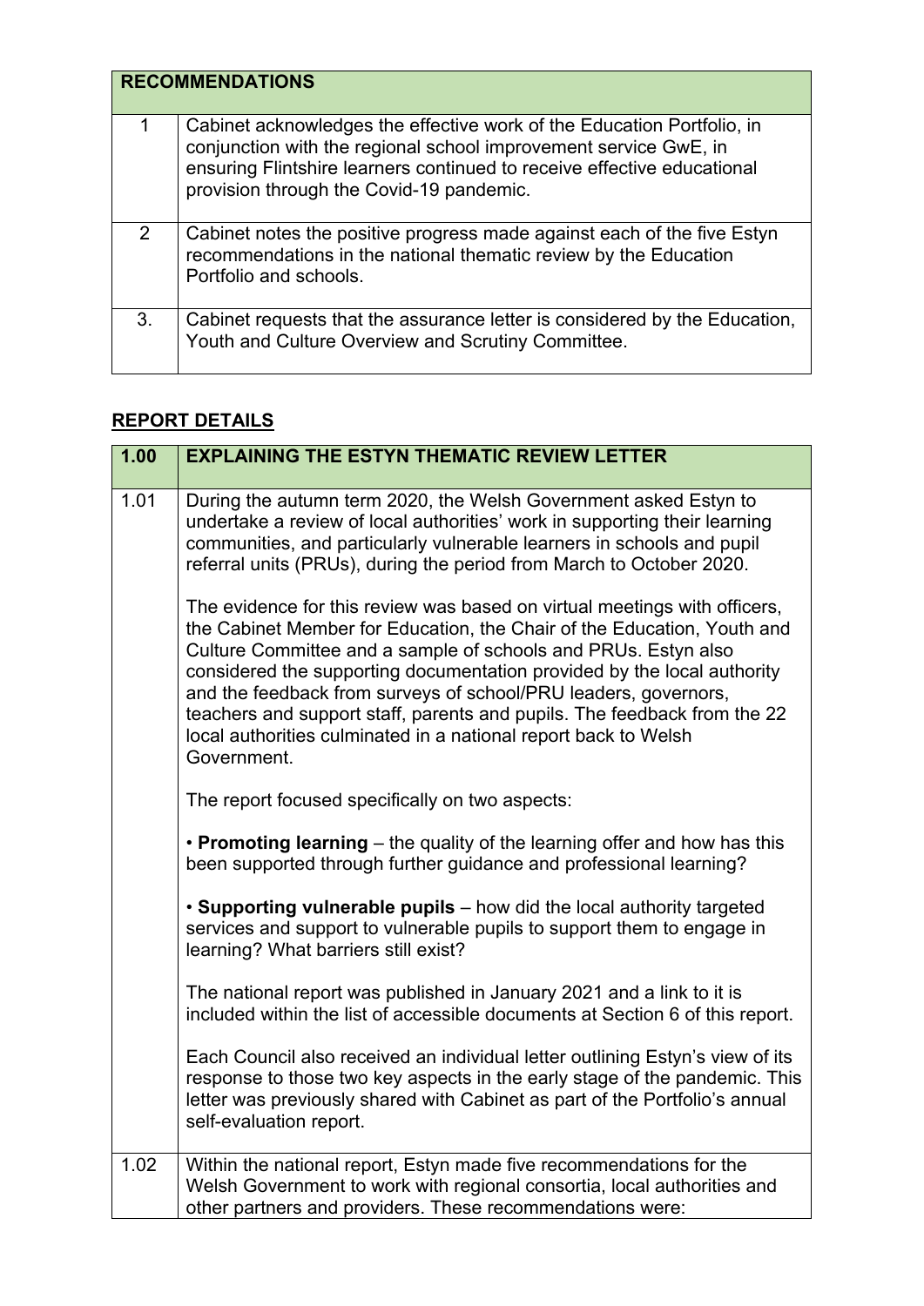| RECOMMENDATIONS | |
|---|---|
| 1 | Cabinet acknowledges the effective work of the Education Portfolio, in conjunction with the regional school improvement service GwE, in ensuring Flintshire learners continued to receive effective educational provision through the Covid-19 pandemic. |
| 2 | Cabinet notes the positive progress made against each of the five Estyn recommendations in the national thematic review by the Education Portfolio and schools. |
| 3. | Cabinet requests that the assurance letter is considered by the Education, Youth and Culture Overview and Scrutiny Committee. |

## REPORT DETAILS

| 1.00 | EXPLAINING THE ESTYN THEMATIC REVIEW LETTER |
|---|---|
| 1.01 | During the autumn term 2020, the Welsh Government asked Estyn to undertake a review of local authorities' work in supporting their learning communities, and particularly vulnerable learners in schools and pupil referral units (PRUs), during the period from March to October 2020.<br><br>The evidence for this review was based on virtual meetings with officers, the Cabinet Member for Education, the Chair of the Education, Youth and Culture Committee and a sample of schools and PRUs. Estyn also considered the supporting documentation provided by the local authority and the feedback from surveys of school/PRU leaders, governors, teachers and support staff, parents and pupils. The feedback from the 22 local authorities culminated in a national report back to Welsh Government.<br><br>The report focused specifically on two aspects:<br><br>• **Promoting learning** – the quality of the learning offer and how has this been supported through further guidance and professional learning?<br><br>• **Supporting vulnerable pupils** – how did the local authority targeted services and support to vulnerable pupils to support them to engage in learning? What barriers still exist?<br><br>The national report was published in January 2021 and a link to it is included within the list of accessible documents at Section 6 of this report.<br><br>Each Council also received an individual letter outlining Estyn's view of its response to those two key aspects in the early stage of the pandemic. This letter was previously shared with Cabinet as part of the Portfolio's annual self-evaluation report. |
| 1.02 | Within the national report, Estyn made five recommendations for the Welsh Government to work with regional consortia, local authorities and other partners and providers. These recommendations were: |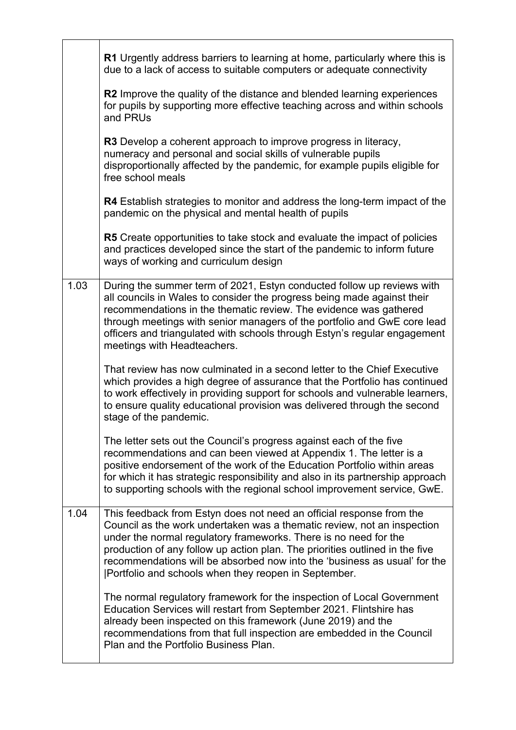| | |
|---|---|
| | **R1** Urgently address barriers to learning at home, particularly where this is due to a lack of access to suitable computers or adequate connectivity<br><br>**R2** Improve the quality of the distance and blended learning experiences for pupils by supporting more effective teaching across and within schools and PRUs<br><br>**R3** Develop a coherent approach to improve progress in literacy, numeracy and personal and social skills of vulnerable pupils disproportionally affected by the pandemic, for example pupils eligible for free school meals<br><br>**R4** Establish strategies to monitor and address the long-term impact of the pandemic on the physical and mental health of pupils<br><br>**R5** Create opportunities to take stock and evaluate the impact of policies and practices developed since the start of the pandemic to inform future ways of working and curriculum design |
| 1.03 | During the summer term of 2021, Estyn conducted follow up reviews with all councils in Wales to consider the progress being made against their recommendations in the thematic review. The evidence was gathered through meetings with senior managers of the portfolio and GwE core lead officers and triangulated with schools through Estyn's regular engagement meetings with Headteachers.<br><br>That review has now culminated in a second letter to the Chief Executive which provides a high degree of assurance that the Portfolio has continued to work effectively in providing support for schools and vulnerable learners, to ensure quality educational provision was delivered through the second stage of the pandemic.<br><br>The letter sets out the Council's progress against each of the five recommendations and can been viewed at Appendix 1. The letter is a positive endorsement of the work of the Education Portfolio within areas for which it has strategic responsibility and also in its partnership approach to supporting schools with the regional school improvement service, GwE. |
| 1.04 | This feedback from Estyn does not need an official response from the Council as the work undertaken was a thematic review, not an inspection under the normal regulatory frameworks. There is no need for the production of any follow up action plan. The priorities outlined in the five recommendations will be absorbed now into the 'business as usual' for the Portfolio and schools when they reopen in September.<br><br>The normal regulatory framework for the inspection of Local Government Education Services will restart from September 2021. Flintshire has already been inspected on this framework (June 2019) and the recommendations from that full inspection are embedded in the Council Plan and the Portfolio Business Plan. |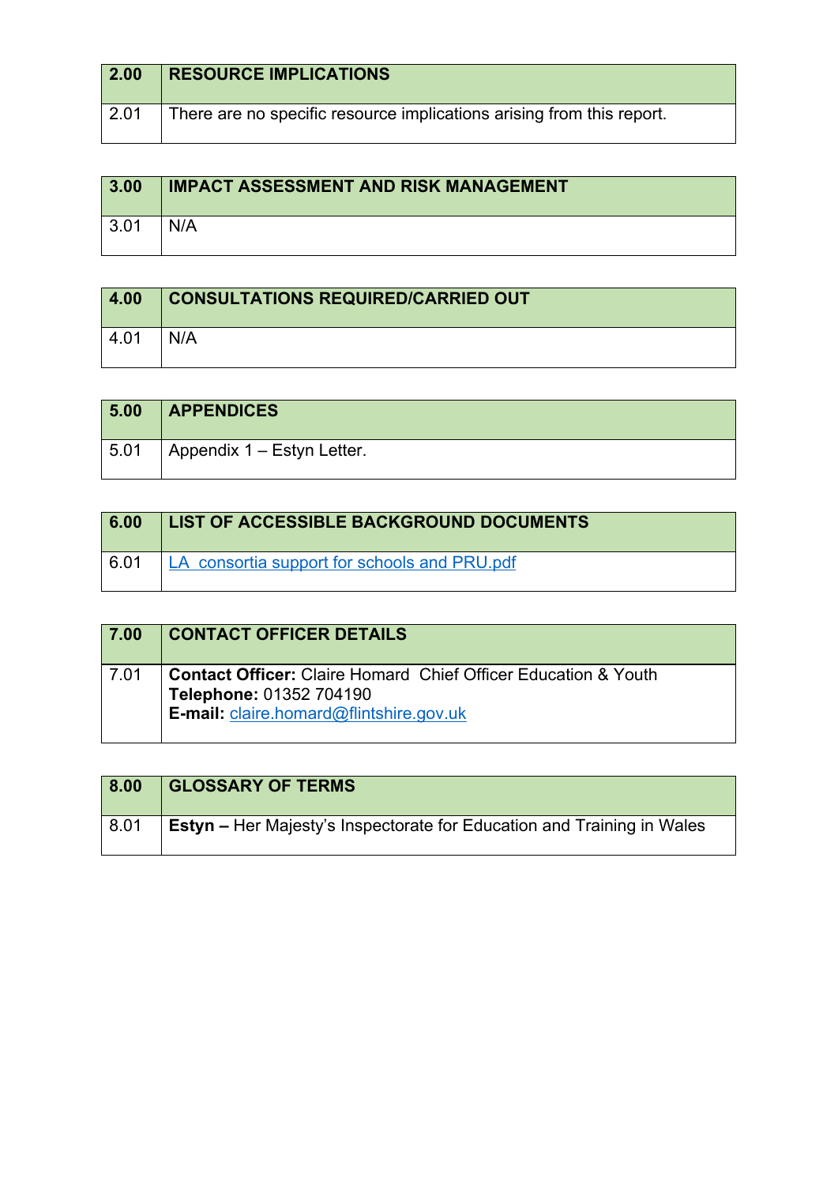| 2.00 | **RESOURCE IMPLICATIONS** |
|---|---|
| 2.01 | There are no specific resource implications arising from this report. |

| 3.00 | **IMPACT ASSESSMENT AND RISK MANAGEMENT** |
|---|---|
| 3.01 | N/A |

| 4.00 | **CONSULTATIONS REQUIRED/CARRIED OUT** |
|---|---|
| 4.01 | N/A |

| 5.00 | **APPENDICES** |
|---|---|
| 5.01 | Appendix 1 – Estyn Letter. |

| 6.00 | **LIST OF ACCESSIBLE BACKGROUND DOCUMENTS** |
|---|---|
| 6.01 | LA  consortia support for schools and PRU.pdf |

| 7.00 | **CONTACT OFFICER DETAILS** |
|---|---|
| 7.01 | **Contact Officer:** Claire Homard  Chief Officer Education & Youth<br>**Telephone:** 01352 704190<br>**E-mail:** claire.homard@flintshire.gov.uk |

| 8.00 | **GLOSSARY OF TERMS** |
|---|---|
| 8.01 | **Estyn –** Her Majesty's Inspectorate for Education and Training in Wales |